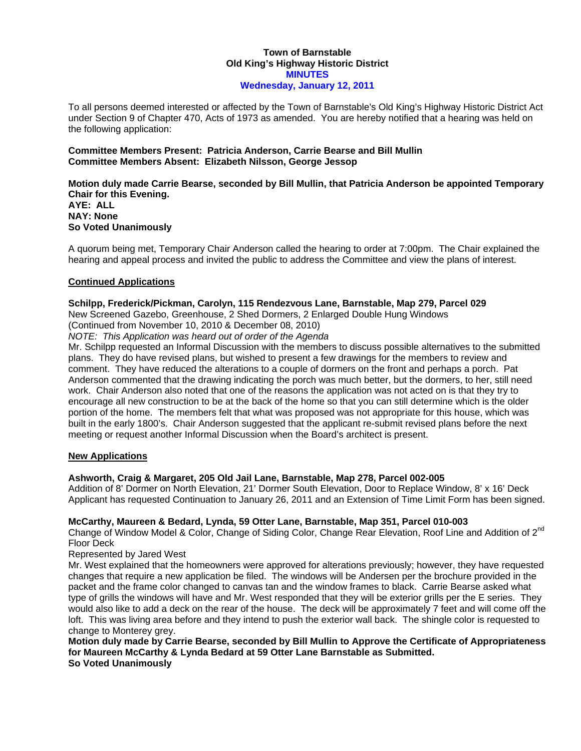**Town of Barnstable**
**Old King's Highway Historic District**
**MINUTES**
**Wednesday, January 12, 2011**

To all persons deemed interested or affected by the Town of Barnstable's Old King's Highway Historic District Act under Section 9 of Chapter 470, Acts of 1973 as amended. You are hereby notified that a hearing was held on the following application:

**Committee Members Present: Patricia Anderson, Carrie Bearse and Bill Mullin**
**Committee Members Absent: Elizabeth Nilsson, George Jessop**

**Motion duly made Carrie Bearse, seconded by Bill Mullin, that Patricia Anderson be appointed Temporary Chair for this Evening.**
**AYE: ALL**
**NAY: None**
**So Voted Unanimously**

A quorum being met, Temporary Chair Anderson called the hearing to order at 7:00pm. The Chair explained the hearing and appeal process and invited the public to address the Committee and view the plans of interest.

**Continued Applications**

**Schilpp, Frederick/Pickman, Carolyn, 115 Rendezvous Lane, Barnstable, Map 279, Parcel 029**
New Screened Gazebo, Greenhouse, 2 Shed Dormers, 2 Enlarged Double Hung Windows
(Continued from November 10, 2010 & December 08, 2010)
*NOTE: This Application was heard out of order of the Agenda*
Mr. Schilpp requested an Informal Discussion with the members to discuss possible alternatives to the submitted plans. They do have revised plans, but wished to present a few drawings for the members to review and comment. They have reduced the alterations to a couple of dormers on the front and perhaps a porch. Pat Anderson commented that the drawing indicating the porch was much better, but the dormers, to her, still need work. Chair Anderson also noted that one of the reasons the application was not acted on is that they try to encourage all new construction to be at the back of the home so that you can still determine which is the older portion of the home. The members felt that what was proposed was not appropriate for this house, which was built in the early 1800's. Chair Anderson suggested that the applicant re-submit revised plans before the next meeting or request another Informal Discussion when the Board's architect is present.

**New Applications**

**Ashworth, Craig & Margaret, 205 Old Jail Lane, Barnstable, Map 278, Parcel 002-005**
Addition of 8' Dormer on North Elevation, 21' Dormer South Elevation, Door to Replace Window, 8' x 16' Deck
Applicant has requested Continuation to January 26, 2011 and an Extension of Time Limit Form has been signed.

**McCarthy, Maureen & Bedard, Lynda, 59 Otter Lane, Barnstable, Map 351, Parcel 010-003**
Change of Window Model & Color, Change of Siding Color, Change Rear Elevation, Roof Line and Addition of 2nd Floor Deck
Represented by Jared West
Mr. West explained that the homeowners were approved for alterations previously; however, they have requested changes that require a new application be filed. The windows will be Andersen per the brochure provided in the packet and the frame color changed to canvas tan and the window frames to black. Carrie Bearse asked what type of grills the windows will have and Mr. West responded that they will be exterior grills per the E series. They would also like to add a deck on the rear of the house. The deck will be approximately 7 feet and will come off the loft. This was living area before and they intend to push the exterior wall back. The shingle color is requested to change to Monterey grey.
**Motion duly made by Carrie Bearse, seconded by Bill Mullin to Approve the Certificate of Appropriateness for Maureen McCarthy & Lynda Bedard at 59 Otter Lane Barnstable as Submitted.**
**So Voted Unanimously**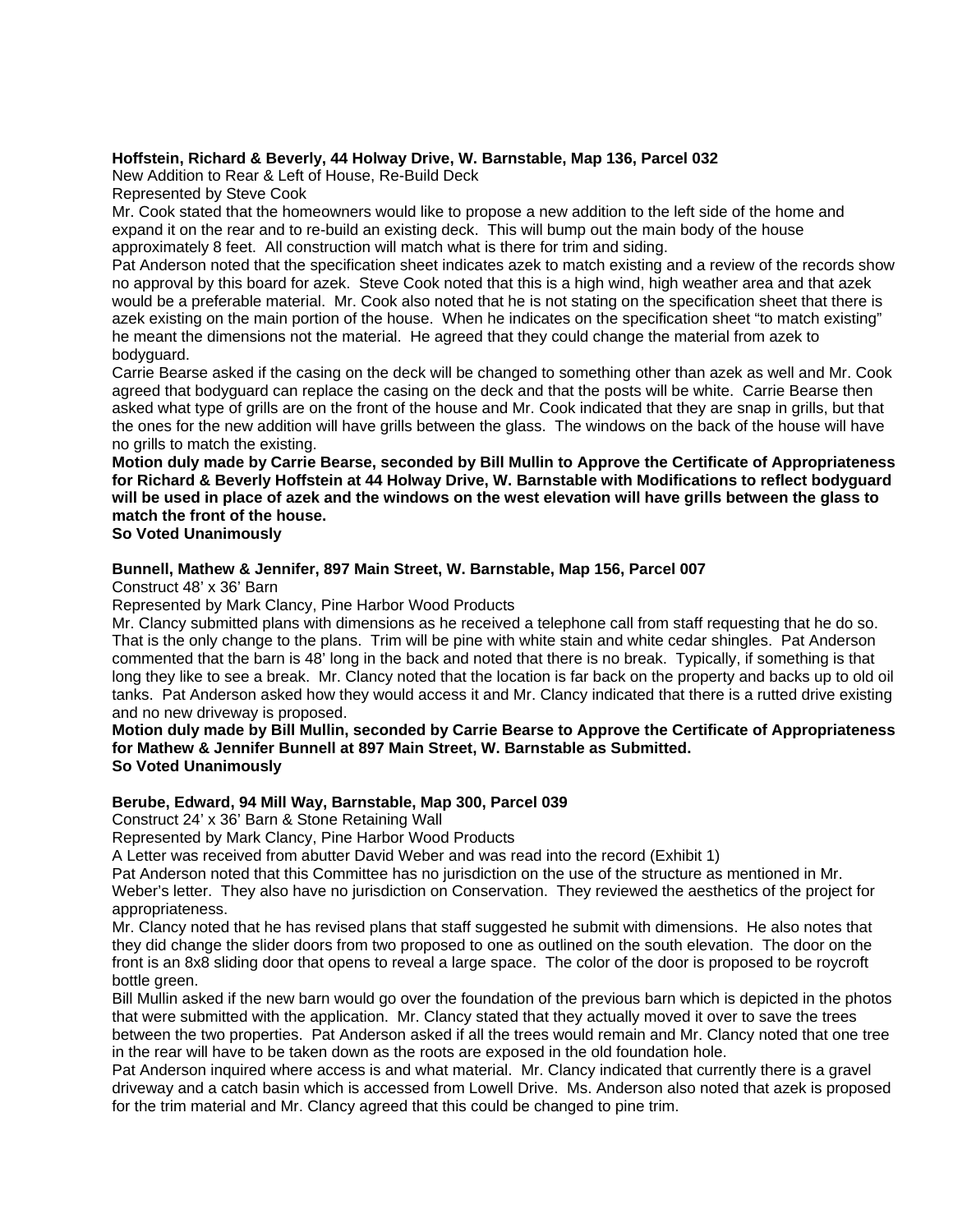**Hoffstein, Richard & Beverly, 44 Holway Drive, W. Barnstable, Map 136, Parcel 032**

New Addition to Rear & Left of House, Re-Build Deck

Represented by Steve Cook

Mr. Cook stated that the homeowners would like to propose a new addition to the left side of the home and expand it on the rear and to re-build an existing deck. This will bump out the main body of the house approximately 8 feet. All construction will match what is there for trim and siding.

Pat Anderson noted that the specification sheet indicates azek to match existing and a review of the records show no approval by this board for azek. Steve Cook noted that this is a high wind, high weather area and that azek would be a preferable material. Mr. Cook also noted that he is not stating on the specification sheet that there is azek existing on the main portion of the house. When he indicates on the specification sheet "to match existing" he meant the dimensions not the material. He agreed that they could change the material from azek to bodyguard.

Carrie Bearse asked if the casing on the deck will be changed to something other than azek as well and Mr. Cook agreed that bodyguard can replace the casing on the deck and that the posts will be white. Carrie Bearse then asked what type of grills are on the front of the house and Mr. Cook indicated that they are snap in grills, but that the ones for the new addition will have grills between the glass. The windows on the back of the house will have no grills to match the existing.

**Motion duly made by Carrie Bearse, seconded by Bill Mullin to Approve the Certificate of Appropriateness for Richard & Beverly Hoffstein at 44 Holway Drive, W. Barnstable with Modifications to reflect bodyguard will be used in place of azek and the windows on the west elevation will have grills between the glass to match the front of the house.**

**So Voted Unanimously**

**Bunnell, Mathew & Jennifer, 897 Main Street, W. Barnstable, Map 156, Parcel 007**

Construct 48' x 36' Barn

Represented by Mark Clancy, Pine Harbor Wood Products

Mr. Clancy submitted plans with dimensions as he received a telephone call from staff requesting that he do so. That is the only change to the plans. Trim will be pine with white stain and white cedar shingles. Pat Anderson commented that the barn is 48' long in the back and noted that there is no break. Typically, if something is that long they like to see a break. Mr. Clancy noted that the location is far back on the property and backs up to old oil tanks. Pat Anderson asked how they would access it and Mr. Clancy indicated that there is a rutted drive existing and no new driveway is proposed.

**Motion duly made by Bill Mullin, seconded by Carrie Bearse to Approve the Certificate of Appropriateness for Mathew & Jennifer Bunnell at 897 Main Street, W. Barnstable as Submitted.**

**So Voted Unanimously**

**Berube, Edward, 94 Mill Way, Barnstable, Map 300, Parcel 039**

Construct 24' x 36' Barn & Stone Retaining Wall

Represented by Mark Clancy, Pine Harbor Wood Products

A Letter was received from abutter David Weber and was read into the record (Exhibit 1)

Pat Anderson noted that this Committee has no jurisdiction on the use of the structure as mentioned in Mr. Weber's letter. They also have no jurisdiction on Conservation. They reviewed the aesthetics of the project for appropriateness.

Mr. Clancy noted that he has revised plans that staff suggested he submit with dimensions. He also notes that they did change the slider doors from two proposed to one as outlined on the south elevation. The door on the front is an 8x8 sliding door that opens to reveal a large space. The color of the door is proposed to be roycroft bottle green.

Bill Mullin asked if the new barn would go over the foundation of the previous barn which is depicted in the photos that were submitted with the application. Mr. Clancy stated that they actually moved it over to save the trees between the two properties. Pat Anderson asked if all the trees would remain and Mr. Clancy noted that one tree in the rear will have to be taken down as the roots are exposed in the old foundation hole.

Pat Anderson inquired where access is and what material. Mr. Clancy indicated that currently there is a gravel driveway and a catch basin which is accessed from Lowell Drive. Ms. Anderson also noted that azek is proposed for the trim material and Mr. Clancy agreed that this could be changed to pine trim.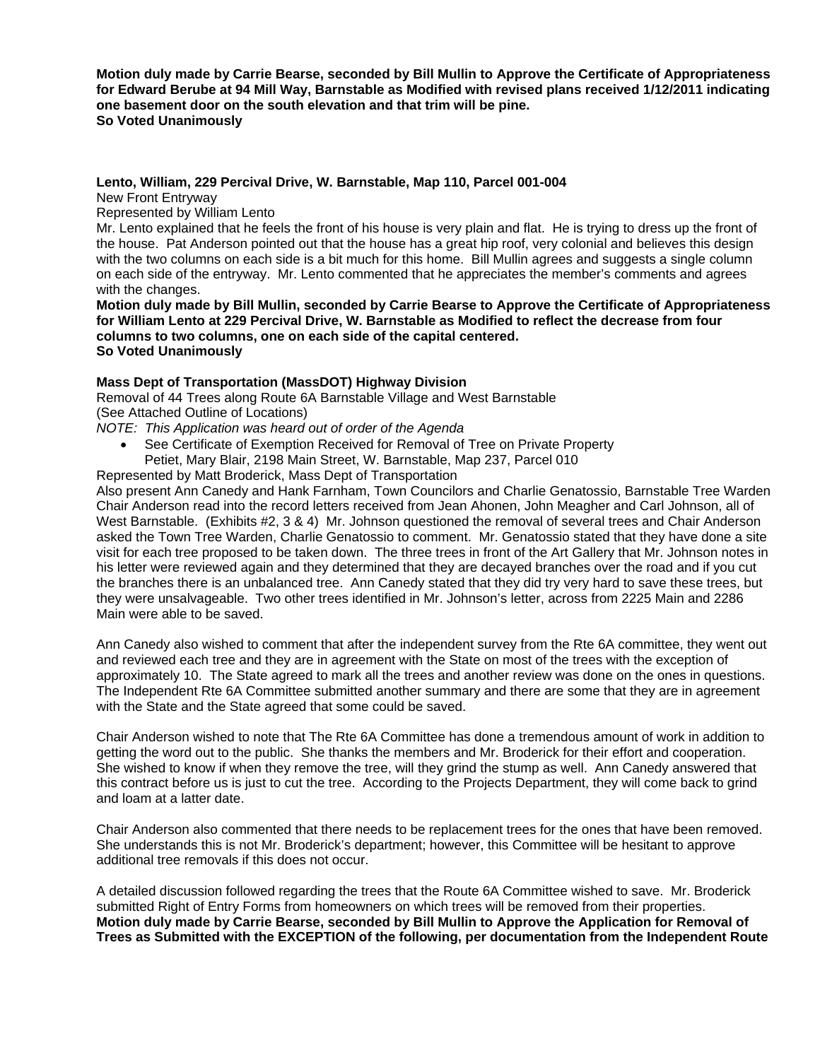**Motion duly made by Carrie Bearse, seconded by Bill Mullin to Approve the Certificate of Appropriateness for Edward Berube at 94 Mill Way, Barnstable as Modified with revised plans received 1/12/2011 indicating one basement door on the south elevation and that trim will be pine.**
**So Voted Unanimously**

**Lento, William, 229 Percival Drive, W. Barnstable, Map 110, Parcel 001-004**
New Front Entryway
Represented by William Lento
Mr. Lento explained that he feels the front of his house is very plain and flat. He is trying to dress up the front of the house. Pat Anderson pointed out that the house has a great hip roof, very colonial and believes this design with the two columns on each side is a bit much for this home. Bill Mullin agrees and suggests a single column on each side of the entryway. Mr. Lento commented that he appreciates the member's comments and agrees with the changes.
**Motion duly made by Bill Mullin, seconded by Carrie Bearse to Approve the Certificate of Appropriateness for William Lento at 229 Percival Drive, W. Barnstable as Modified to reflect the decrease from four columns to two columns, one on each side of the capital centered.**
**So Voted Unanimously**

**Mass Dept of Transportation (MassDOT) Highway Division**
Removal of 44 Trees along Route 6A Barnstable Village and West Barnstable
(See Attached Outline of Locations)
*NOTE: This Application was heard out of order of the Agenda*

- See Certificate of Exemption Received for Removal of Tree on Private Property
  Petiet, Mary Blair, 2198 Main Street, W. Barnstable, Map 237, Parcel 010

Represented by Matt Broderick, Mass Dept of Transportation
Also present Ann Canedy and Hank Farnham, Town Councilors and Charlie Genatossio, Barnstable Tree Warden
Chair Anderson read into the record letters received from Jean Ahonen, John Meagher and Carl Johnson, all of West Barnstable. (Exhibits #2, 3 & 4) Mr. Johnson questioned the removal of several trees and Chair Anderson asked the Town Tree Warden, Charlie Genatossio to comment. Mr. Genatossio stated that they have done a site visit for each tree proposed to be taken down. The three trees in front of the Art Gallery that Mr. Johnson notes in his letter were reviewed again and they determined that they are decayed branches over the road and if you cut the branches there is an unbalanced tree. Ann Canedy stated that they did try very hard to save these trees, but they were unsalvageable. Two other trees identified in Mr. Johnson's letter, across from 2225 Main and 2286 Main were able to be saved.

Ann Canedy also wished to comment that after the independent survey from the Rte 6A committee, they went out and reviewed each tree and they are in agreement with the State on most of the trees with the exception of approximately 10. The State agreed to mark all the trees and another review was done on the ones in questions. The Independent Rte 6A Committee submitted another summary and there are some that they are in agreement with the State and the State agreed that some could be saved.

Chair Anderson wished to note that The Rte 6A Committee has done a tremendous amount of work in addition to getting the word out to the public. She thanks the members and Mr. Broderick for their effort and cooperation. She wished to know if when they remove the tree, will they grind the stump as well. Ann Canedy answered that this contract before us is just to cut the tree. According to the Projects Department, they will come back to grind and loam at a latter date.

Chair Anderson also commented that there needs to be replacement trees for the ones that have been removed. She understands this is not Mr. Broderick's department; however, this Committee will be hesitant to approve additional tree removals if this does not occur.

A detailed discussion followed regarding the trees that the Route 6A Committee wished to save. Mr. Broderick submitted Right of Entry Forms from homeowners on which trees will be removed from their properties.
**Motion duly made by Carrie Bearse, seconded by Bill Mullin to Approve the Application for Removal of Trees as Submitted with the EXCEPTION of the following, per documentation from the Independent Route**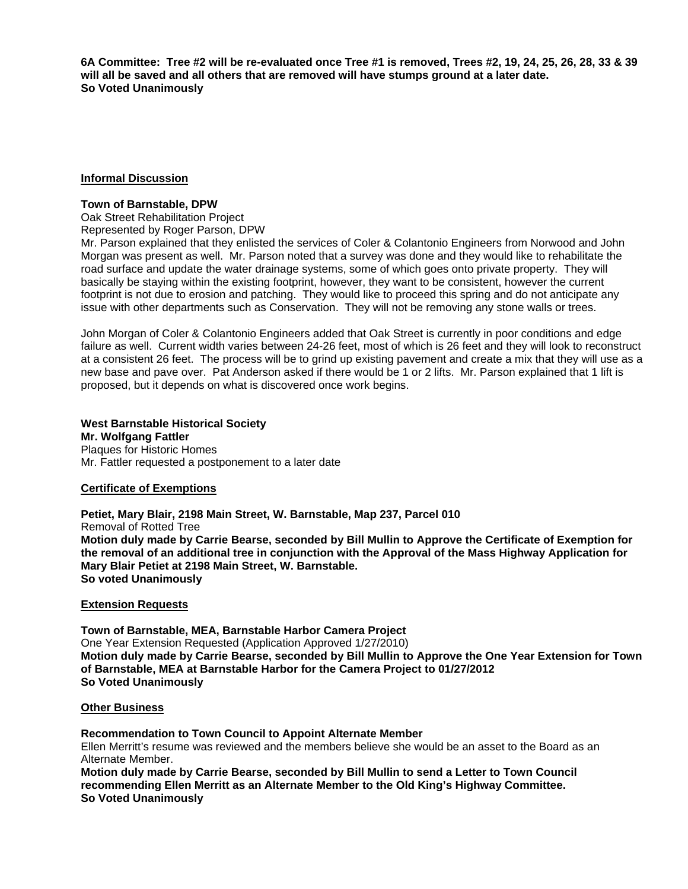**6A Committee: Tree #2 will be re-evaluated once Tree #1 is removed, Trees #2, 19, 24, 25, 26, 28, 33 & 39 will all be saved and all others that are removed will have stumps ground at a later date.**
**So Voted Unanimously**

## Informal Discussion

**Town of Barnstable, DPW**
Oak Street Rehabilitation Project
Represented by Roger Parson, DPW
Mr. Parson explained that they enlisted the services of Coler & Colantonio Engineers from Norwood and John Morgan was present as well. Mr. Parson noted that a survey was done and they would like to rehabilitate the road surface and update the water drainage systems, some of which goes onto private property. They will basically be staying within the existing footprint, however, they want to be consistent, however the current footprint is not due to erosion and patching. They would like to proceed this spring and do not anticipate any issue with other departments such as Conservation. They will not be removing any stone walls or trees.

John Morgan of Coler & Colantonio Engineers added that Oak Street is currently in poor conditions and edge failure as well. Current width varies between 24-26 feet, most of which is 26 feet and they will look to reconstruct at a consistent 26 feet. The process will be to grind up existing pavement and create a mix that they will use as a new base and pave over. Pat Anderson asked if there would be 1 or 2 lifts. Mr. Parson explained that 1 lift is proposed, but it depends on what is discovered once work begins.

**West Barnstable Historical Society**
**Mr. Wolfgang Fattler**
Plaques for Historic Homes
Mr. Fattler requested a postponement to a later date

## Certificate of Exemptions

**Petiet, Mary Blair, 2198 Main Street, W. Barnstable, Map 237, Parcel 010**
Removal of Rotted Tree
**Motion duly made by Carrie Bearse, seconded by Bill Mullin to Approve the Certificate of Exemption for the removal of an additional tree in conjunction with the Approval of the Mass Highway Application for Mary Blair Petiet at 2198 Main Street, W. Barnstable.**
**So voted Unanimously**

## Extension Requests

**Town of Barnstable, MEA, Barnstable Harbor Camera Project**
One Year Extension Requested (Application Approved 1/27/2010)
**Motion duly made by Carrie Bearse, seconded by Bill Mullin to Approve the One Year Extension for Town of Barnstable, MEA at Barnstable Harbor for the Camera Project to 01/27/2012**
**So Voted Unanimously**

## Other Business

**Recommendation to Town Council to Appoint Alternate Member**
Ellen Merritt's resume was reviewed and the members believe she would be an asset to the Board as an Alternate Member.
**Motion duly made by Carrie Bearse, seconded by Bill Mullin to send a Letter to Town Council recommending Ellen Merritt as an Alternate Member to the Old King's Highway Committee.**
**So Voted Unanimously**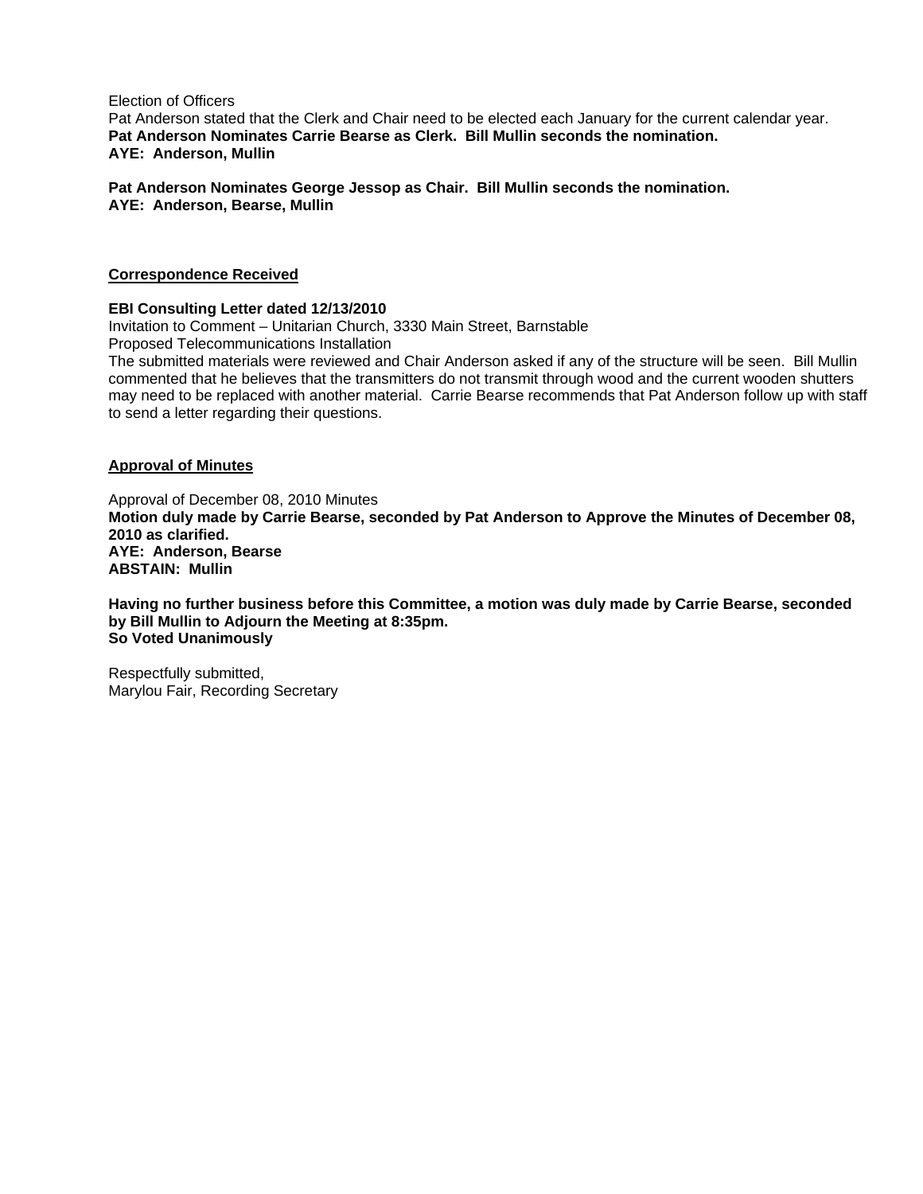Election of Officers
Pat Anderson stated that the Clerk and Chair need to be elected each January for the current calendar year.
**Pat Anderson Nominates Carrie Bearse as Clerk. Bill Mullin seconds the nomination.**
**AYE: Anderson, Mullin**

**Pat Anderson Nominates George Jessop as Chair. Bill Mullin seconds the nomination.**
**AYE: Anderson, Bearse, Mullin**

## Correspondence Received

**EBI Consulting Letter dated 12/13/2010**
Invitation to Comment – Unitarian Church, 3330 Main Street, Barnstable
Proposed Telecommunications Installation
The submitted materials were reviewed and Chair Anderson asked if any of the structure will be seen. Bill Mullin commented that he believes that the transmitters do not transmit through wood and the current wooden shutters may need to be replaced with another material. Carrie Bearse recommends that Pat Anderson follow up with staff to send a letter regarding their questions.

## Approval of Minutes

Approval of December 08, 2010 Minutes
**Motion duly made by Carrie Bearse, seconded by Pat Anderson to Approve the Minutes of December 08, 2010 as clarified.**
**AYE: Anderson, Bearse**
**ABSTAIN: Mullin**

**Having no further business before this Committee, a motion was duly made by Carrie Bearse, seconded by Bill Mullin to Adjourn the Meeting at 8:35pm.**
**So Voted Unanimously**

Respectfully submitted,
Marylou Fair, Recording Secretary